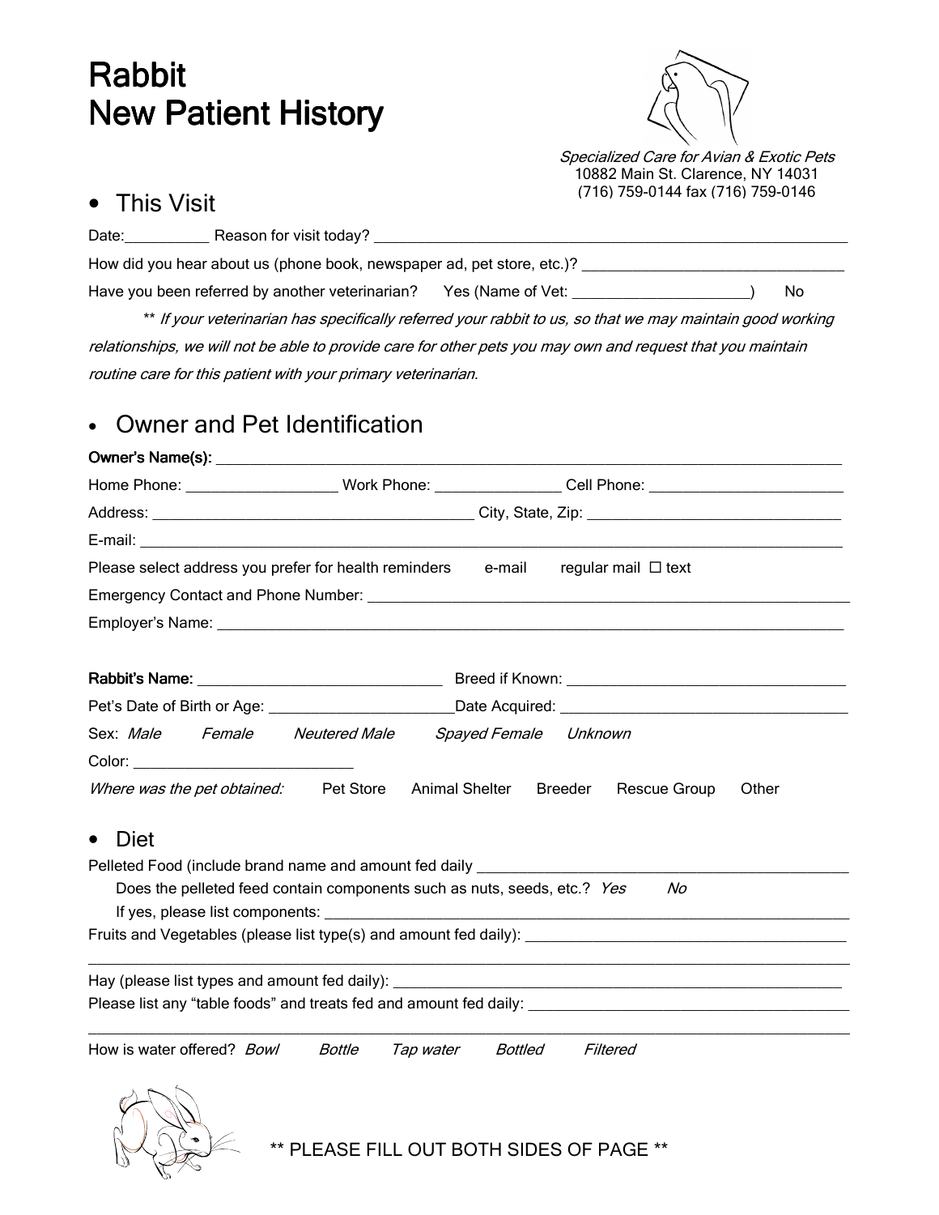# Rabbit
# New Patient History

*Specialized Care for Avian & Exotic Pets*
10882 Main St. Clarence, NY 14031
(716) 759-0144 fax (716) 759-0146

## This Visit

Date:___________ Reason for visit today? ___________________________________________________________

How did you hear about us (phone book, newspaper ad, pet store, etc.)? _________________________________

Have you been referred by another veterinarian? Yes (Name of Vet: _______________________) No

** *If your veterinarian has specifically referred your rabbit to us, so that we may maintain good working relationships, we will not be able to provide care for other pets you may own and request that you maintain routine care for this patient with your primary veterinarian.*

## Owner and Pet Identification

**Owner's Name(s):** ___________________________________________________________________________

Home Phone: ___________________ Work Phone: ________________ Cell Phone: _________________________

Address: ________________________________________ City, State, Zip: ________________________________

E-mail: _______________________________________________________________________________________

Please select address you prefer for health reminders e-mail regular mail ☐ text

Emergency Contact and Phone Number: _____________________________________________________________

Employer's Name: ______________________________________________________________________________

**Rabbit's Name:** _______________________________ Breed if Known: ___________________________________

Pet's Date of Birth or Age: ________________________Date Acquired: ____________________________________

Sex: *Male* *Female* *Neutered Male* *Spayed Female* *Unknown*

Color: ____________________________

*Where was the pet obtained:* Pet Store Animal Shelter Breeder Rescue Group Other

## Diet

Pelleted Food (include brand name and amount fed daily _______________________________________________

Does the pelleted feed contain components such as nuts, seeds, etc.? *Yes* *No*

If yes, please list components: _________________________________________________________________

Fruits and Vegetables (please list type(s) and amount fed daily): _____________________________________

_______________________________________________________________________________________________

Hay (please list types and amount fed daily): ___________________________________________________________

Please list any "table foods" and treats fed and amount fed daily: ______________________________________

_______________________________________________________________________________________________

How is water offered? *Bowl* *Bottle* *Tap water* *Bottled* *Filtered*

** PLEASE FILL OUT BOTH SIDES OF PAGE **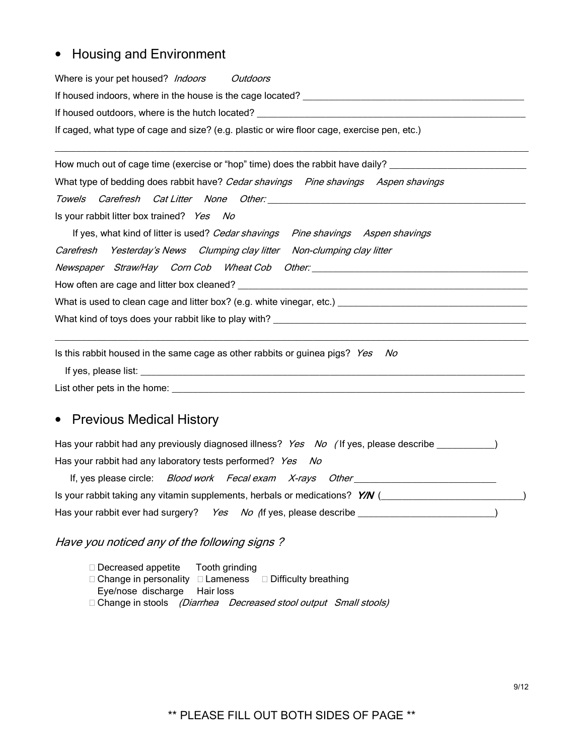- Housing and Environment

Where is your pet housed? *Indoors* *Outdoors*

If housed indoors, where in the house is the cage located? ____________________________________________

If housed outdoors, where is the hutch located? ____________________________________________________

If caged, what type of cage and size? (e.g. plastic or wire floor cage, exercise pen, etc.)

______________________________________________________________________________________________

How much out of cage time (exercise or "hop" time) does the rabbit have daily? __________________________

What type of bedding does rabbit have? *Cedar shavings* *Pine shavings* *Aspen shavings*

*Towels* *Carefresh* *Cat Litter* *None* *Other:* _____________________________________________________

Is your rabbit litter box trained? *Yes* *No*

If yes, what kind of litter is used? *Cedar shavings* *Pine shavings* *Aspen shavings*

*Carefresh* *Yesterday's News* *Clumping clay litter* *Non-clumping clay litter*

*Newspaper* *Straw/Hay* *Corn Cob* *Wheat Cob* *Other:* ________________________________________

How often are cage and litter box cleaned? _______________________________________________________

What is used to clean cage and litter box? (e.g. white vinegar, etc.) ___________________________________

What kind of toys does your rabbit like to play with? _______________________________________________

______________________________________________________________________________________________

Is this rabbit housed in the same cage as other rabbits or guinea pigs? *Yes* *No*

If yes, please list: ___________________________________________________________________________

List other pets in the home: ____________________________________________________________________

- Previous Medical History

Has your rabbit had any previously diagnosed illness? *Yes* *No* *(* If yes, please describe ___________)

Has your rabbit had any laboratory tests performed? *Yes* *No*

If, yes please circle: *Blood work* *Fecal exam* *X-rays* *Other* ___________________________

Is your rabbit taking any vitamin supplements, herbals or medications? ***Y/N*** (___________________________)

Has your rabbit ever had surgery? *Yes* *No* *(*If yes, please describe ___________________________)

*Have you noticed any of the following signs ?*

- Decreased appetite  Tooth grinding
- Change in personality  Lameness  Difficulty breathing
- Eye/nose discharge  Hair loss
- Change in stools *(Diarrhea* *Decreased stool output* *Small stools)*

** PLEASE FILL OUT BOTH SIDES OF PAGE **